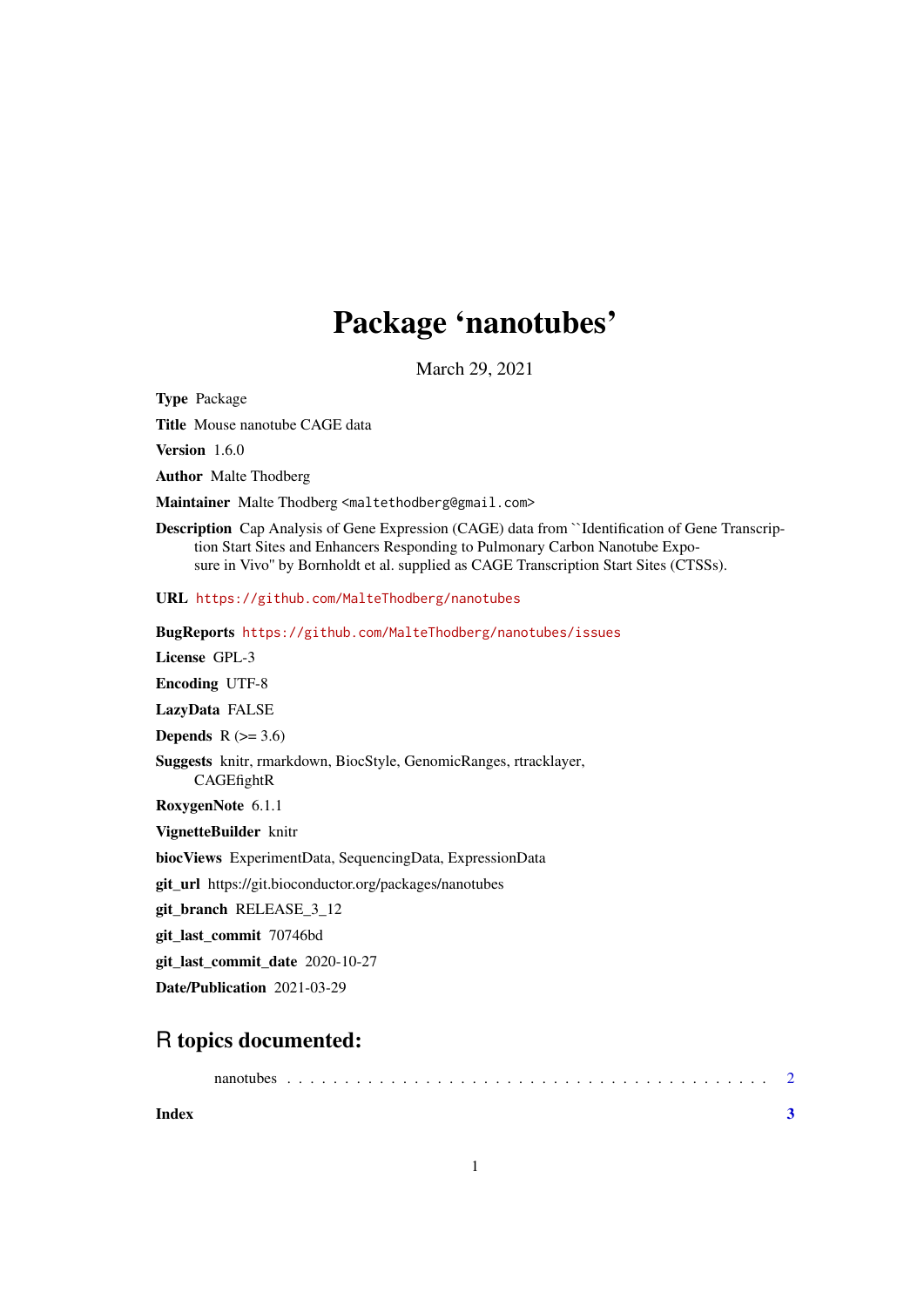# Package 'nanotubes'

March 29, 2021

**Type** Package

**Title** Mouse nanotube CAGE data

**Version** 1.6.0

**Author** Malte Thodberg

**Maintainer** Malte Thodberg <maltethodberg@gmail.com>

**Description** Cap Analysis of Gene Expression (CAGE) data from ``Identification of Gene Transcription Start Sites and Enhancers Responding to Pulmonary Carbon Nanotube Exposure in Vivo'' by Bornholdt et al. supplied as CAGE Transcription Start Sites (CTSSs).

**URL** https://github.com/MalteThodberg/nanotubes

**BugReports** https://github.com/MalteThodberg/nanotubes/issues

**License** GPL-3

**Encoding** UTF-8

**LazyData** FALSE

**Depends** R (>= 3.6)

**Suggests** knitr, rmarkdown, BiocStyle, GenomicRanges, rtracklayer, CAGEfightR

**RoxygenNote** 6.1.1

**VignetteBuilder** knitr

**biocViews** ExperimentData, SequencingData, ExpressionData

**git_url** https://git.bioconductor.org/packages/nanotubes

**git_branch** RELEASE_3_12

**git_last_commit** 70746bd

**git_last_commit_date** 2020-10-27

**Date/Publication** 2021-03-29

## R topics documented:

nanotubes . . . . . . . . . . . . . . . . . . . . . . . . . . . . . . . . . . . . . . . . . 2

**Index** **3**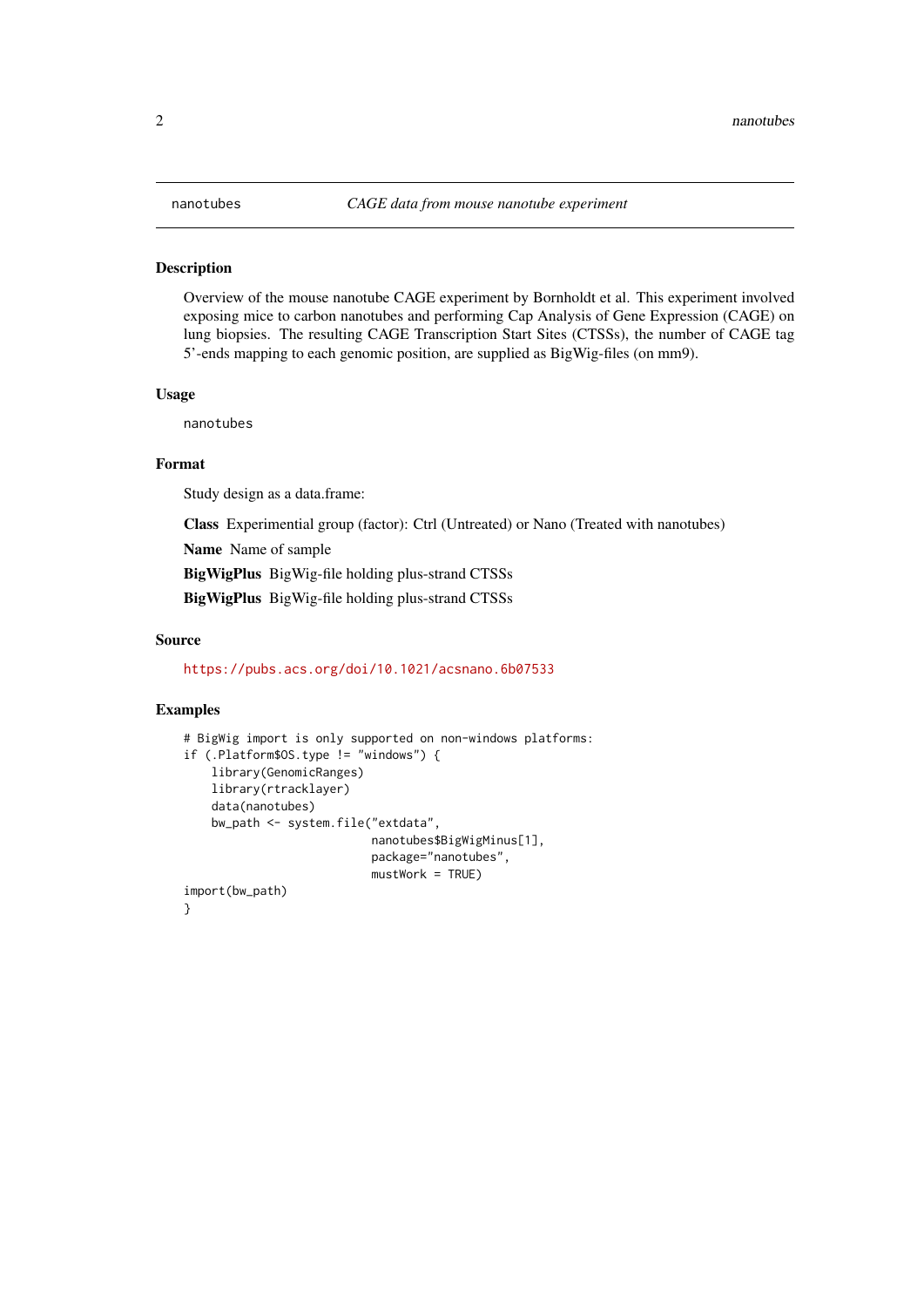nanotubes — *CAGE data from mouse nanotube experiment*

## Description

Overview of the mouse nanotube CAGE experiment by Bornholdt et al. This experiment involved exposing mice to carbon nanotubes and performing Cap Analysis of Gene Expression (CAGE) on lung biopsies. The resulting CAGE Transcription Start Sites (CTSSs), the number of CAGE tag 5'-ends mapping to each genomic position, are supplied as BigWig-files (on mm9).

## Usage

```
nanotubes
```

## Format

Study design as a data.frame:

**Class** Experimential group (factor): Ctrl (Untreated) or Nano (Treated with nanotubes)

**Name** Name of sample

**BigWigPlus** BigWig-file holding plus-strand CTSSs

**BigWigPlus** BigWig-file holding plus-strand CTSSs

## Source

https://pubs.acs.org/doi/10.1021/acsnano.6b07533

## Examples

```
# BigWig import is only supported on non-windows platforms:
if (.Platform$OS.type != "windows") {
    library(GenomicRanges)
    library(rtracklayer)
    data(nanotubes)
    bw_path <- system.file("extdata",
                           nanotubes$BigWigMinus[1],
                           package="nanotubes",
                           mustWork = TRUE)
import(bw_path)
}
```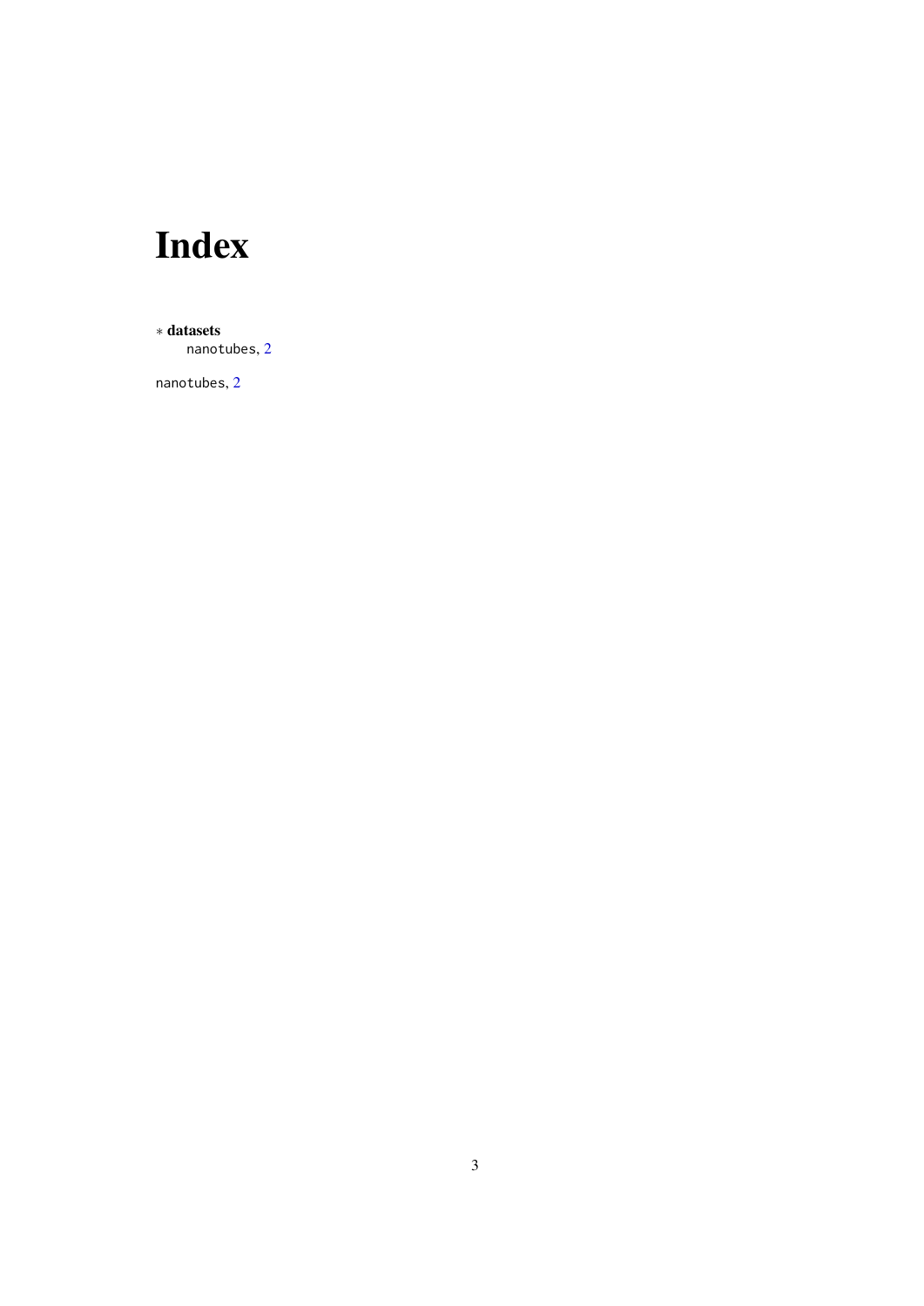# Index

∗ **datasets**
  nanotubes, 2

nanotubes, 2